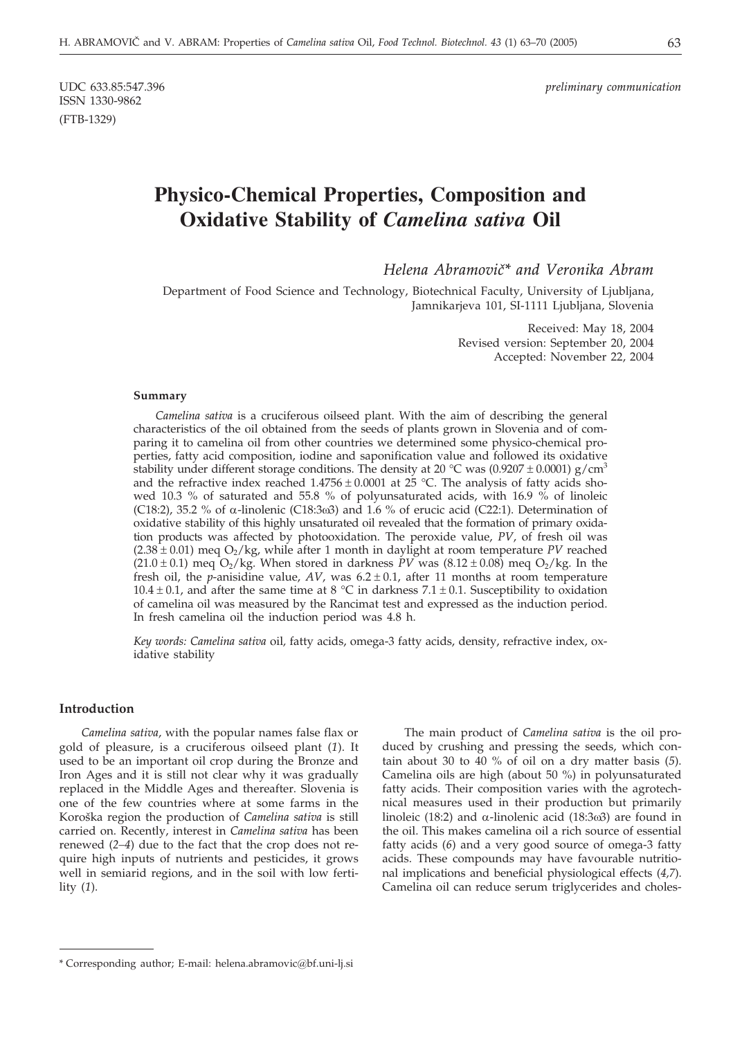UDC 633.85:547.396
ISSN 1330-9862
(FTB-1329)

*preliminary communication*

# Physico-Chemical Properties, Composition and Oxidative Stability of *Camelina sativa* Oil

*Helena Abramovič\* and Veronika Abram*

Department of Food Science and Technology, Biotechnical Faculty, University of Ljubljana, Jamnikarjeva 101, SI-1111 Ljubljana, Slovenia

Received: May 18, 2004
Revised version: September 20, 2004
Accepted: November 22, 2004

### Summary

*Camelina sativa* is a cruciferous oilseed plant. With the aim of describing the general characteristics of the oil obtained from the seeds of plants grown in Slovenia and of comparing it to camelina oil from other countries we determined some physico-chemical properties, fatty acid composition, iodine and saponification value and followed its oxidative stability under different storage conditions. The density at 20 °C was $(0.9207 \pm 0.0001)$ $g/cm^3$ and the refractive index reached $1.4756 \pm 0.0001$ at 25 °C. The analysis of fatty acids showed 10.3 % of saturated and 55.8 % of polyunsaturated acids, with 16.9 % of linoleic (C18:2), 35.2 % of α-linolenic (C18:3ω3) and 1.6 % of erucic acid (C22:1). Determination of oxidative stability of this highly unsaturated oil revealed that the formation of primary oxidation products was affected by photooxidation. The peroxide value, *PV*, of fresh oil was $(2.38 \pm 0.01)$ meq $O_2$/kg, while after 1 month in daylight at room temperature *PV* reached $(21.0 \pm 0.1)$ meq $O_2$/kg. When stored in darkness *PV* was $(8.12 \pm 0.08)$ meq $O_2$/kg. In the fresh oil, the *p*-anisidine value, *AV*, was $6.2 \pm 0.1$, after 11 months at room temperature $10.4 \pm 0.1$, and after the same time at 8 °C in darkness $7.1 \pm 0.1$. Susceptibility to oxidation of camelina oil was measured by the Rancimat test and expressed as the induction period. In fresh camelina oil the induction period was 4.8 h.

*Key words: Camelina sativa oil, fatty acids, omega-3 fatty acids, density, refractive index, oxidative stability*

## Introduction

*Camelina sativa*, with the popular names false flax or gold of pleasure, is a cruciferous oilseed plant (*1*). It used to be an important oil crop during the Bronze and Iron Ages and it is still not clear why it was gradually replaced in the Middle Ages and thereafter. Slovenia is one of the few countries where at some farms in the Koroška region the production of *Camelina sativa* is still carried on. Recently, interest in *Camelina sativa* has been renewed (*2–4*) due to the fact that the crop does not require high inputs of nutrients and pesticides, it grows well in semiarid regions, and in the soil with low fertility (*1*).

The main product of *Camelina sativa* is the oil produced by crushing and pressing the seeds, which contain about 30 to 40 % of oil on a dry matter basis (*5*). Camelina oils are high (about 50 %) in polyunsaturated fatty acids. Their composition varies with the agrotechnical measures used in their production but primarily linoleic (18:2) and α-linolenic acid (18:3ω3) are found in the oil. This makes camelina oil a rich source of essential fatty acids (*6*) and a very good source of omega-3 fatty acids. These compounds may have favourable nutritional implications and beneficial physiological effects (*4,7*). Camelina oil can reduce serum triglycerides and choles-

\* Corresponding author; E-mail: helena.abramovic@bf.uni-lj.si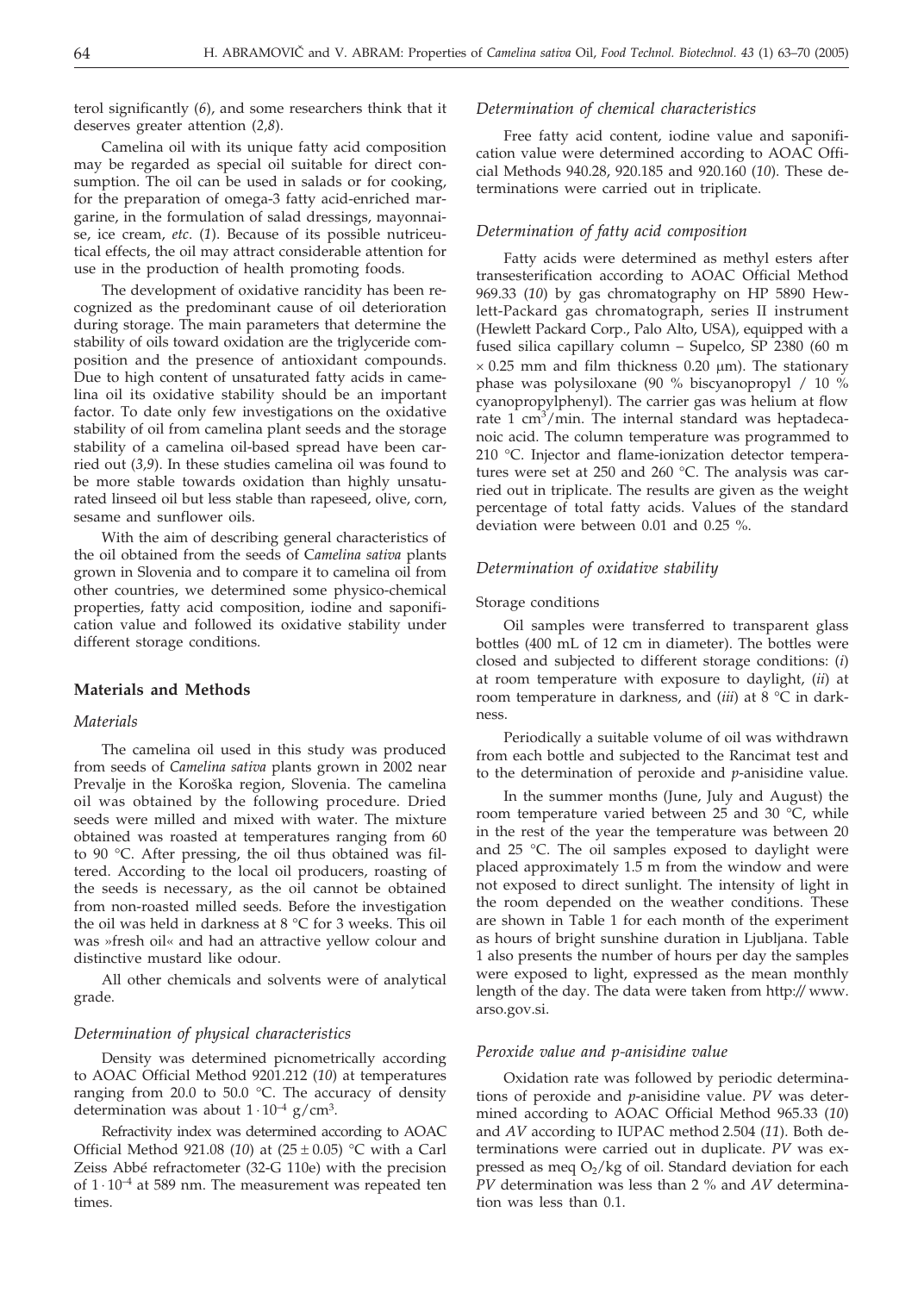terol significantly (*6*), and some researchers think that it deserves greater attention (*2,8*).

Camelina oil with its unique fatty acid composition may be regarded as special oil suitable for direct consumption. The oil can be used in salads or for cooking, for the preparation of omega-3 fatty acid-enriched margarine, in the formulation of salad dressings, mayonnaise, ice cream, *etc*. (*1*). Because of its possible nutriceutical effects, the oil may attract considerable attention for use in the production of health promoting foods.

The development of oxidative rancidity has been recognized as the predominant cause of oil deterioration during storage. The main parameters that determine the stability of oils toward oxidation are the triglyceride composition and the presence of antioxidant compounds. Due to high content of unsaturated fatty acids in camelina oil its oxidative stability should be an important factor. To date only few investigations on the oxidative stability of oil from camelina plant seeds and the storage stability of a camelina oil-based spread have been carried out (*3,9*). In these studies camelina oil was found to be more stable towards oxidation than highly unsaturated linseed oil but less stable than rapeseed, olive, corn, sesame and sunflower oils.

With the aim of describing general characteristics of the oil obtained from the seeds of C*amelina sativa* plants grown in Slovenia and to compare it to camelina oil from other countries, we determined some physico-chemical properties, fatty acid composition, iodine and saponification value and followed its oxidative stability under different storage conditions.

## Materials and Methods

### *Materials*

The camelina oil used in this study was produced from seeds of *Camelina sativa* plants grown in 2002 near Prevalje in the Koroška region, Slovenia. The camelina oil was obtained by the following procedure. Dried seeds were milled and mixed with water. The mixture obtained was roasted at temperatures ranging from 60 to 90 °C. After pressing, the oil thus obtained was filtered. According to the local oil producers, roasting of the seeds is necessary, as the oil cannot be obtained from non-roasted milled seeds. Before the investigation the oil was held in darkness at 8 °C for 3 weeks. This oil was »fresh oil« and had an attractive yellow colour and distinctive mustard like odour.

All other chemicals and solvents were of analytical grade.

### *Determination of physical characteristics*

Density was determined picnometrically according to AOAC Official Method 9201.212 (*10*) at temperatures ranging from 20.0 to 50.0 °C. The accuracy of density determination was about $1 \cdot 10^{-4}$ g/cm$^3$.

Refractivity index was determined according to AOAC Official Method 921.08 (*10*) at $(25 \pm 0.05)$ °C with a Carl Zeiss Abbé refractometer (32-G 110e) with the precision of $1 \cdot 10^{-4}$ at 589 nm. The measurement was repeated ten times.

### *Determination of chemical characteristics*

Free fatty acid content, iodine value and saponification value were determined according to AOAC Official Methods 940.28, 920.185 and 920.160 (*10*). These determinations were carried out in triplicate.

### *Determination of fatty acid composition*

Fatty acids were determined as methyl esters after transesterification according to AOAC Official Method 969.33 (*10*) by gas chromatography on HP 5890 Hewlett-Packard gas chromatograph, series II instrument (Hewlett Packard Corp., Palo Alto, USA), equipped with a fused silica capillary column – Supelco, SP 2380 (60 m $\times$ 0.25 mm and film thickness 0.20 μm). The stationary phase was polysiloxane (90 % biscyanopropyl / 10 % cyanopropylphenyl). The carrier gas was helium at flow rate 1 cm$^3$/min. The internal standard was heptadecanoic acid. The column temperature was programmed to 210 °C. Injector and flame-ionization detector temperatures were set at 250 and 260 °C. The analysis was carried out in triplicate. The results are given as the weight percentage of total fatty acids. Values of the standard deviation were between 0.01 and 0.25 %.

### *Determination of oxidative stability*

#### Storage conditions

Oil samples were transferred to transparent glass bottles (400 mL of 12 cm in diameter). The bottles were closed and subjected to different storage conditions: (*i*) at room temperature with exposure to daylight, (*ii*) at room temperature in darkness, and (*iii*) at 8 °C in darkness.

Periodically a suitable volume of oil was withdrawn from each bottle and subjected to the Rancimat test and to the determination of peroxide and *p*-anisidine value.

In the summer months (June, July and August) the room temperature varied between 25 and 30 °C, while in the rest of the year the temperature was between 20 and 25 °C. The oil samples exposed to daylight were placed approximately 1.5 m from the window and were not exposed to direct sunlight. The intensity of light in the room depended on the weather conditions. These are shown in Table 1 for each month of the experiment as hours of bright sunshine duration in Ljubljana. Table 1 also presents the number of hours per day the samples were exposed to light, expressed as the mean monthly length of the day. The data were taken from http:// www.arso.gov.si.

### *Peroxide value and p-anisidine value*

Oxidation rate was followed by periodic determinations of peroxide and *p*-anisidine value. *PV* was determined according to AOAC Official Method 965.33 (*10*) and *AV* according to IUPAC method 2.504 (*11*). Both determinations were carried out in duplicate. *PV* was expressed as meq $O_2$/kg of oil. Standard deviation for each *PV* determination was less than 2 % and *AV* determination was less than 0.1.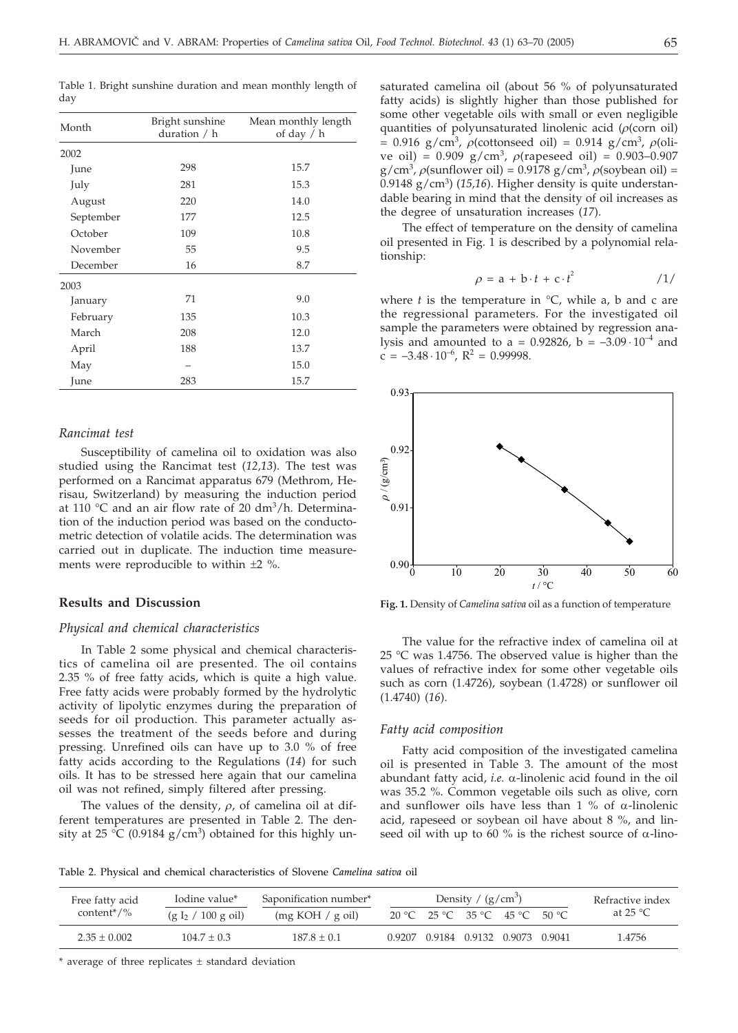Table 1. Bright sunshine duration and mean monthly length of day

| Month | Bright sunshine duration / h | Mean monthly length of day / h |
|---|---|---|
| 2002 | | |
| June | 298 | 15.7 |
| July | 281 | 15.3 |
| August | 220 | 14.0 |
| September | 177 | 12.5 |
| October | 109 | 10.8 |
| November | 55 | 9.5 |
| December | 16 | 8.7 |
| 2003 | | |
| January | 71 | 9.0 |
| February | 135 | 10.3 |
| March | 208 | 12.0 |
| April | 188 | 13.7 |
| May | – | 15.0 |
| June | 283 | 15.7 |

### *Rancimat test*

Susceptibility of camelina oil to oxidation was also studied using the Rancimat test (*12,13*). The test was performed on a Rancimat apparatus 679 (Methrom, Herisau, Switzerland) by measuring the induction period at 110 °C and an air flow rate of 20 $dm^3/h$. Determination of the induction period was based on the conductometric detection of volatile acids. The determination was carried out in duplicate. The induction time measurements were reproducible to within ±2 %.

## Results and Discussion

### *Physical and chemical characteristics*

In Table 2 some physical and chemical characteristics of camelina oil are presented. The oil contains 2.35 % of free fatty acids, which is quite a high value. Free fatty acids were probably formed by the hydrolytic activity of lipolytic enzymes during the preparation of seeds for oil production. This parameter actually assesses the treatment of the seeds before and during pressing. Unrefined oils can have up to 3.0 % of free fatty acids according to the Regulations (*14*) for such oils. It has to be stressed here again that our camelina oil was not refined, simply filtered after pressing.

The values of the density, $\rho$, of camelina oil at different temperatures are presented in Table 2. The density at 25 °C (0.9184 $g/cm^3$) obtained for this highly unsaturated camelina oil (about 56 % of polyunsaturated fatty acids) is slightly higher than those published for some other vegetable oils with small or even negligible quantities of polyunsaturated linolenic acid ($\rho$(corn oil) = 0.916 $g/cm^3$, $\rho$(cottonseed oil) = 0.914 $g/cm^3$, $\rho$(olive oil) = 0.909 $g/cm^3$, $\rho$(rapeseed oil) = 0.903–0.907 $g/cm^3$, $\rho$(sunflower oil) = 0.9178 $g/cm^3$, $\rho$(soybean oil) = 0.9148 $g/cm^3$) (*15,16*). Higher density is quite understandable bearing in mind that the density of oil increases as the degree of unsaturation increases (*17*).

The effect of temperature on the density of camelina oil presented in Fig. 1 is described by a polynomial relationship:

$$\rho = a + b \cdot t + c \cdot t^2 \qquad /1/$$

where $t$ is the temperature in °C, while a, b and c are the regressional parameters. For the investigated oil sample the parameters were obtained by regression analysis and amounted to a = 0.92826, b = $-3.09 \cdot 10^{-4}$ and c = $-3.48 \cdot 10^{-6}$, $R^2$ = 0.99998.

**Fig. 1.** Density of *Camelina sativa* oil as a function of temperature

The value for the refractive index of camelina oil at 25 °C was 1.4756. The observed value is higher than the values of refractive index for some other vegetable oils such as corn (1.4726), soybean (1.4728) or sunflower oil (1.4740) (*16*).

### *Fatty acid composition*

Fatty acid composition of the investigated camelina oil is presented in Table 3. The amount of the most abundant fatty acid, *i.e.* α-linolenic acid found in the oil was 35.2 %. Common vegetable oils such as olive, corn and sunflower oils have less than 1 % of α-linolenic acid, rapeseed or soybean oil have about 8 %, and linseed oil with up to 60 % is the richest source of α-lino-

Table 2. Physical and chemical characteristics of Slovene *Camelina sativa* oil

| Free fatty acid content*/% | Iodine value* ($g\ I_2$ / 100 g oil) | Saponification number* (mg KOH / g oil) | Density / ($g/cm^3$) | | | | | Refractive index at 25 °C |
|---|---|---|---|---|---|---|---|---|
| | | | 20 °C | 25 °C | 35 °C | 45 °C | 50 °C | |
| 2.35 ± 0.002 | 104.7 ± 0.3 | 187.8 ± 0.1 | 0.9207 | 0.9184 | 0.9132 | 0.9073 | 0.9041 | 1.4756 |

\* average of three replicates ± standard deviation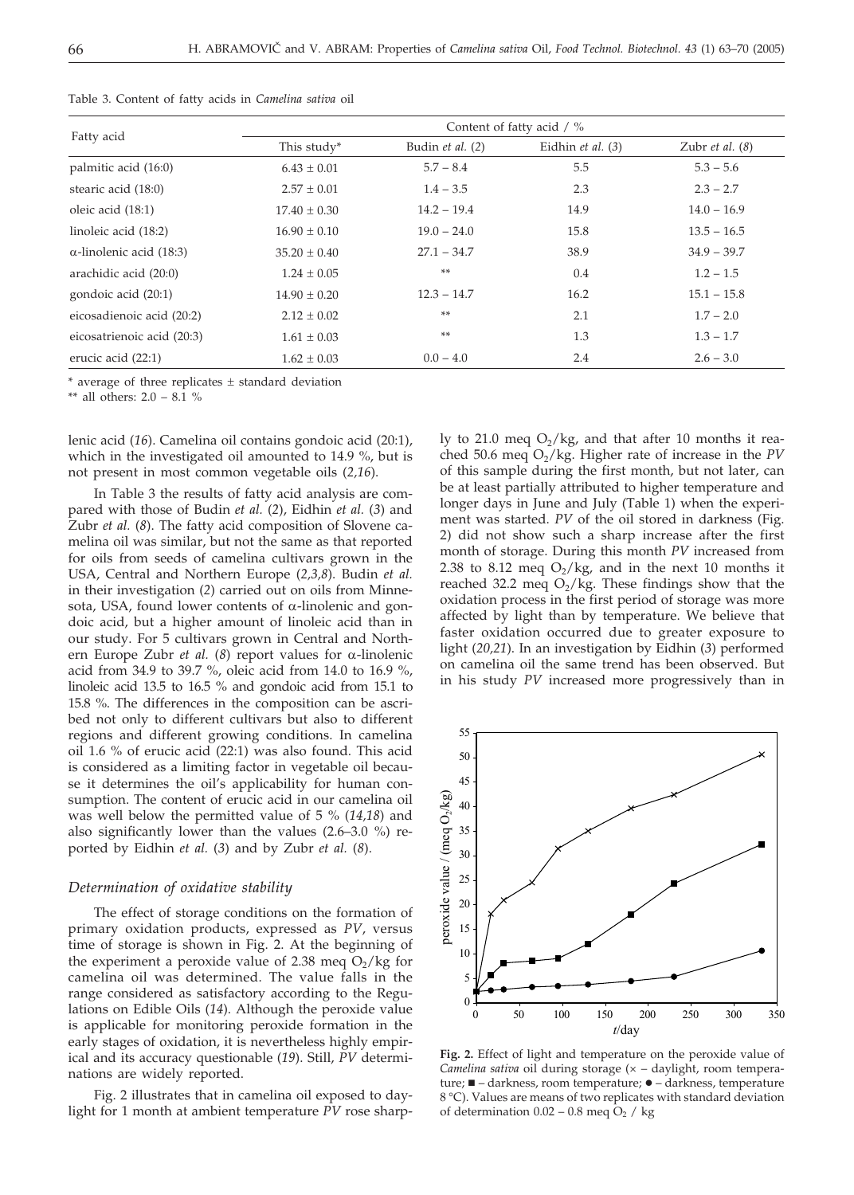Table 3. Content of fatty acids in *Camelina sativa* oil

| Fatty acid | Content of fatty acid / % | | | |
|---|---|---|---|---|
| | This study* | Budin *et al.* (*2*) | Eidhin *et al.* (*3*) | Zubr *et al.* (*8*) |
| palmitic acid (16:0) | 6.43 ± 0.01 | 5.7 – 8.4 | 5.5 | 5.3 – 5.6 |
| stearic acid (18:0) | 2.57 ± 0.01 | 1.4 – 3.5 | 2.3 | 2.3 – 2.7 |
| oleic acid (18:1) | 17.40 ± 0.30 | 14.2 – 19.4 | 14.9 | 14.0 – 16.9 |
| linoleic acid (18:2) | 16.90 ± 0.10 | 19.0 – 24.0 | 15.8 | 13.5 – 16.5 |
| α-linolenic acid (18:3) | 35.20 ± 0.40 | 27.1 – 34.7 | 38.9 | 34.9 – 39.7 |
| arachidic acid (20:0) | 1.24 ± 0.05 | ** | 0.4 | 1.2 – 1.5 |
| gondoic acid (20:1) | 14.90 ± 0.20 | 12.3 – 14.7 | 16.2 | 15.1 – 15.8 |
| eicosadienoic acid (20:2) | 2.12 ± 0.02 | ** | 2.1 | 1.7 – 2.0 |
| eicosatrienoic acid (20:3) | 1.61 ± 0.03 | ** | 1.3 | 1.3 – 1.7 |
| erucic acid (22:1) | 1.62 ± 0.03 | 0.0 – 4.0 | 2.4 | 2.6 – 3.0 |

\* average of three replicates ± standard deviation

\*\* all others: 2.0 – 8.1 %

lenic acid (*16*). Camelina oil contains gondoic acid (20:1), which in the investigated oil amounted to 14.9 %, but is not present in most common vegetable oils (*2,16*).

In Table 3 the results of fatty acid analysis are compared with those of Budin *et al.* (*2*), Eidhin *et al.* (*3*) and Zubr *et al.* (*8*). The fatty acid composition of Slovene camelina oil was similar, but not the same as that reported for oils from seeds of camelina cultivars grown in the USA, Central and Northern Europe (*2,3,8*). Budin *et al.* in their investigation (*2*) carried out on oils from Minnesota, USA, found lower contents of α-linolenic and gondoic acid, but a higher amount of linoleic acid than in our study. For 5 cultivars grown in Central and Northern Europe Zubr *et al.* (*8*) report values for α-linolenic acid from 34.9 to 39.7 %, oleic acid from 14.0 to 16.9 %, linoleic acid 13.5 to 16.5 % and gondoic acid from 15.1 to 15.8 %. The differences in the composition can be ascribed not only to different cultivars but also to different regions and different growing conditions. In camelina oil 1.6 % of erucic acid (22:1) was also found. This acid is considered as a limiting factor in vegetable oil because it determines the oil's applicability for human consumption. The content of erucic acid in our camelina oil was well below the permitted value of 5 % (*14,18*) and also significantly lower than the values (2.6–3.0 %) reported by Eidhin *et al.* (*3*) and by Zubr *et al.* (*8*).

### *Determination of oxidative stability*

The effect of storage conditions on the formation of primary oxidation products, expressed as *PV*, versus time of storage is shown in Fig. 2. At the beginning of the experiment a peroxide value of 2.38 meq $O_2$/kg for camelina oil was determined. The value falls in the range considered as satisfactory according to the Regulations on Edible Oils (*14*). Although the peroxide value is applicable for monitoring peroxide formation in the early stages of oxidation, it is nevertheless highly empirical and its accuracy questionable (*19*). Still, *PV* determinations are widely reported.

Fig. 2 illustrates that in camelina oil exposed to daylight for 1 month at ambient temperature *PV* rose sharply to 21.0 meq $O_2$/kg, and that after 10 months it reached 50.6 meq $O_2$/kg. Higher rate of increase in the *PV* of this sample during the first month, but not later, can be at least partially attributed to higher temperature and longer days in June and July (Table 1) when the experiment was started. *PV* of the oil stored in darkness (Fig. 2) did not show such a sharp increase after the first month of storage. During this month *PV* increased from 2.38 to 8.12 meq $O_2$/kg, and in the next 10 months it reached 32.2 meq $O_2$/kg. These findings show that the oxidation process in the first period of storage was more affected by light than by temperature. We believe that faster oxidation occurred due to greater exposure to light (*20,21*). In an investigation by Eidhin (*3*) performed on camelina oil the same trend has been observed. But in his study *PV* increased more progressively than in

**Fig. 2.** Effect of light and temperature on the peroxide value of *Camelina sativa* oil during storage (× – daylight, room temperature; ■ – darkness, room temperature; ● – darkness, temperature 8 °C). Values are means of two replicates with standard deviation of determination 0.02 – 0.8 meq $O_2$ / kg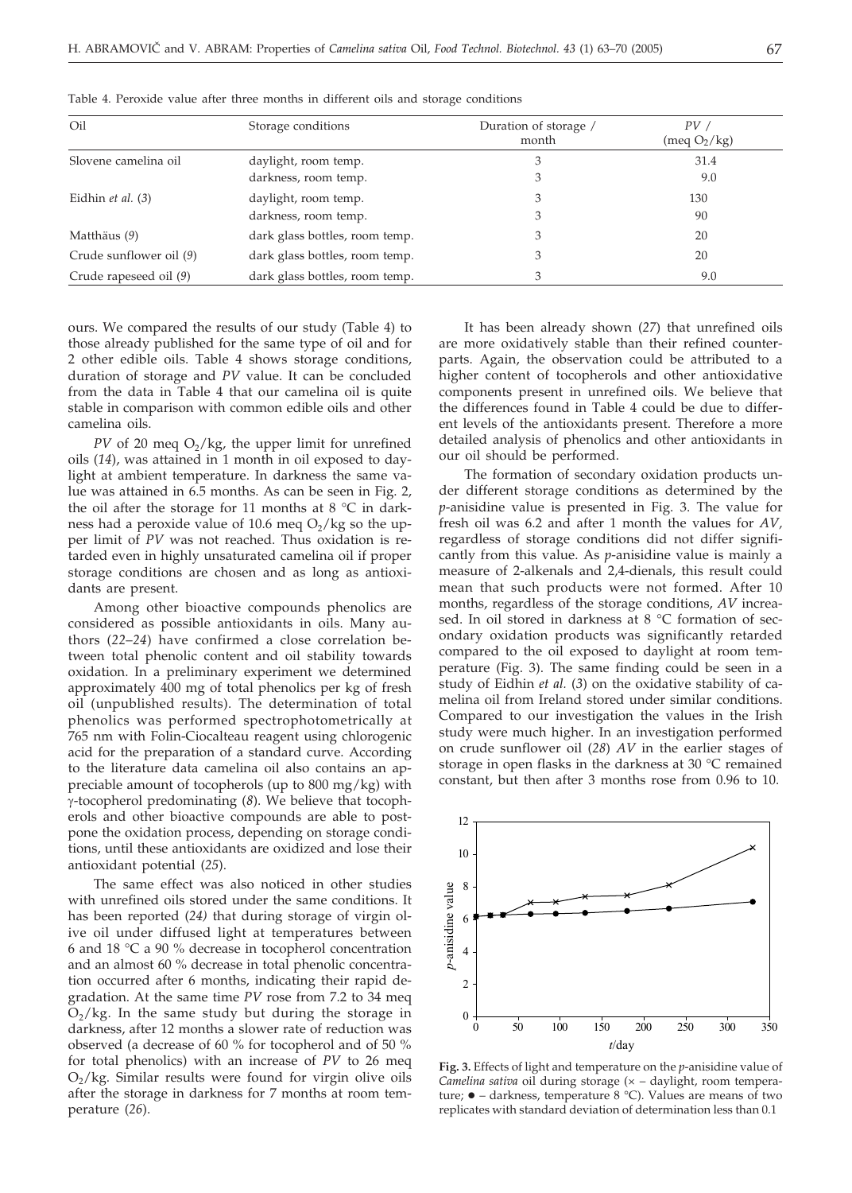Table 4. Peroxide value after three months in different oils and storage conditions

| Oil | Storage conditions | Duration of storage / month | $PV$ / (meq $O_2$/kg) |
|---|---|---|---|
| Slovene camelina oil | daylight, room temp. | 3 | 31.4 |
| | darkness, room temp. | 3 | 9.0 |
| Eidhin *et al.* (*3*) | daylight, room temp. | 3 | 130 |
| | darkness, room temp. | 3 | 90 |
| Matthäus (*9*) | dark glass bottles, room temp. | 3 | 20 |
| Crude sunflower oil (*9*) | dark glass bottles, room temp. | 3 | 20 |
| Crude rapeseed oil (*9*) | dark glass bottles, room temp. | 3 | 9.0 |

ours. We compared the results of our study (Table 4) to those already published for the same type of oil and for 2 other edible oils. Table 4 shows storage conditions, duration of storage and *PV* value. It can be concluded from the data in Table 4 that our camelina oil is quite stable in comparison with common edible oils and other camelina oils.

*PV* of 20 meq $O_2$/kg, the upper limit for unrefined oils (*14*), was attained in 1 month in oil exposed to daylight at ambient temperature. In darkness the same value was attained in 6.5 months. As can be seen in Fig. 2, the oil after the storage for 11 months at 8 °C in darkness had a peroxide value of 10.6 meq $O_2$/kg so the upper limit of *PV* was not reached. Thus oxidation is retarded even in highly unsaturated camelina oil if proper storage conditions are chosen and as long as antioxidants are present.

Among other bioactive compounds phenolics are considered as possible antioxidants in oils. Many authors (*22–24*) have confirmed a close correlation between total phenolic content and oil stability towards oxidation. In a preliminary experiment we determined approximately 400 mg of total phenolics per kg of fresh oil (unpublished results). The determination of total phenolics was performed spectrophotometrically at 765 nm with Folin-Ciocalteau reagent using chlorogenic acid for the preparation of a standard curve. According to the literature data camelina oil also contains an appreciable amount of tocopherols (up to 800 mg/kg) with γ-tocopherol predominating (*8*). We believe that tocopherols and other bioactive compounds are able to postpone the oxidation process, depending on storage conditions, until these antioxidants are oxidized and lose their antioxidant potential (*25*).

The same effect was also noticed in other studies with unrefined oils stored under the same conditions. It has been reported (*24)* that during storage of virgin olive oil under diffused light at temperatures between 6 and 18 °C a 90 % decrease in tocopherol concentration and an almost 60 % decrease in total phenolic concentration occurred after 6 months, indicating their rapid degradation. At the same time *PV* rose from 7.2 to 34 meq $O_2$/kg. In the same study but during the storage in darkness, after 12 months a slower rate of reduction was observed (a decrease of 60 % for tocopherol and of 50 % for total phenolics) with an increase of *PV* to 26 meq $O_2$/kg. Similar results were found for virgin olive oils after the storage in darkness for 7 months at room temperature (*26*).

It has been already shown (*27*) that unrefined oils are more oxidatively stable than their refined counterparts. Again, the observation could be attributed to a higher content of tocopherols and other antioxidative components present in unrefined oils. We believe that the differences found in Table 4 could be due to different levels of the antioxidants present. Therefore a more detailed analysis of phenolics and other antioxidants in our oil should be performed.

The formation of secondary oxidation products under different storage conditions as determined by the *p*-anisidine value is presented in Fig. 3. The value for fresh oil was 6.2 and after 1 month the values for *AV*, regardless of storage conditions did not differ significantly from this value. As *p*-anisidine value is mainly a measure of 2-alkenals and 2,4-dienals, this result could mean that such products were not formed. After 10 months, regardless of the storage conditions, *AV* increased. In oil stored in darkness at 8 °C formation of secondary oxidation products was significantly retarded compared to the oil exposed to daylight at room temperature (Fig. 3). The same finding could be seen in a study of Eidhin *et al.* (*3*) on the oxidative stability of camelina oil from Ireland stored under similar conditions. Compared to our investigation the values in the Irish study were much higher. In an investigation performed on crude sunflower oil (*28*) *AV* in the earlier stages of storage in open flasks in the darkness at 30 °C remained constant, but then after 3 months rose from 0.96 to 10.

**Fig. 3.** Effects of light and temperature on the *p*-anisidine value of *Camelina sativa* oil during storage (× – daylight, room temperature; ● – darkness, temperature 8 °C). Values are means of two replicates with standard deviation of determination less than 0.1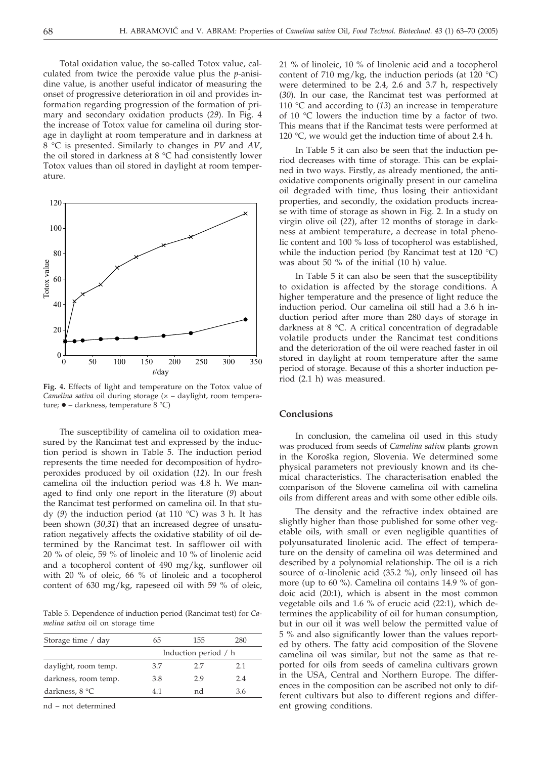Total oxidation value, the so-called Totox value, calculated from twice the peroxide value plus the *p*-anisidine value, is another useful indicator of measuring the onset of progressive deterioration in oil and provides information regarding progression of the formation of primary and secondary oxidation products (*29*). In Fig. 4 the increase of Totox value for camelina oil during storage in daylight at room temperature and in darkness at 8 °C is presented. Similarly to changes in *PV* and *AV*, the oil stored in darkness at 8 °C had consistently lower Totox values than oil stored in daylight at room temperature.

**Fig. 4.** Effects of light and temperature on the Totox value of *Camelina sativa* oil during storage (× – daylight, room temperature; ● – darkness, temperature 8 °C)

The susceptibility of camelina oil to oxidation measured by the Rancimat test and expressed by the induction period is shown in Table 5. The induction period represents the time needed for decomposition of hydroperoxides produced by oil oxidation (*12*). In our fresh camelina oil the induction period was 4.8 h. We managed to find only one report in the literature (*9*) about the Rancimat test performed on camelina oil. In that study (*9*) the induction period (at 110 °C) was 3 h. It has been shown (*30,31*) that an increased degree of unsaturation negatively affects the oxidative stability of oil determined by the Rancimat test. In safflower oil with 20 % of oleic, 59 % of linoleic and 10 % of linolenic acid and a tocopherol content of 490 mg/kg, sunflower oil with 20 % of oleic, 66 % of linoleic and a tocopherol content of 630 mg/kg, rapeseed oil with 59 % of oleic, 21 % of linoleic, 10 % of linolenic acid and a tocopherol content of 710 mg/kg, the induction periods (at 120 °C) were determined to be 2.4, 2.6 and 3.7 h, respectively (*30*). In our case, the Rancimat test was performed at 110 °C and according to (*13*) an increase in temperature of 10 °C lowers the induction time by a factor of two. This means that if the Rancimat tests were performed at 120 °C, we would get the induction time of about 2.4 h.

Table 5. Dependence of induction period (Rancimat test) for *Camelina sativa* oil on storage time

| Storage time / day | 65 | 155 | 280 |
|---|---|---|---|
| | Induction period / h | | |
| daylight, room temp. | 3.7 | 2.7 | 2.1 |
| darkness, room temp. | 3.8 | 2.9 | 2.4 |
| darkness, 8 °C | 4.1 | nd | 3.6 |

nd – not determined

In Table 5 it can also be seen that the induction period decreases with time of storage. This can be explained in two ways. Firstly, as already mentioned, the antioxidative components originally present in our camelina oil degraded with time, thus losing their antioxidant properties, and secondly, the oxidation products increase with time of storage as shown in Fig. 2. In a study on virgin olive oil (*22*), after 12 months of storage in darkness at ambient temperature, a decrease in total phenolic content and 100 % loss of tocopherol was established, while the induction period (by Rancimat test at 120 °C) was about 50 % of the initial (10 h) value.

In Table 5 it can also be seen that the susceptibility to oxidation is affected by the storage conditions. A higher temperature and the presence of light reduce the induction period. Our camelina oil still had a 3.6 h induction period after more than 280 days of storage in darkness at 8 °C. A critical concentration of degradable volatile products under the Rancimat test conditions and the deterioration of the oil were reached faster in oil stored in daylight at room temperature after the same period of storage. Because of this a shorter induction period (2.1 h) was measured.

## Conclusions

In conclusion, the camelina oil used in this study was produced from seeds of *Camelina sativa* plants grown in the Koroška region, Slovenia. We determined some physical parameters not previously known and its chemical characteristics. The characterisation enabled the comparison of the Slovene camelina oil with camelina oils from different areas and with some other edible oils.

The density and the refractive index obtained are slightly higher than those published for some other vegetable oils, with small or even negligible quantities of polyunsaturated linolenic acid. The effect of temperature on the density of camelina oil was determined and described by a polynomial relationship. The oil is a rich source of α-linolenic acid (35.2 %), only linseed oil has more (up to 60 %). Camelina oil contains 14.9 % of gondoic acid (20:1), which is absent in the most common vegetable oils and 1.6 % of erucic acid (22:1), which determines the applicability of oil for human consumption, but in our oil it was well below the permitted value of 5 % and also significantly lower than the values reported by others. The fatty acid composition of the Slovene camelina oil was similar, but not the same as that reported for oils from seeds of camelina cultivars grown in the USA, Central and Northern Europe. The differences in the composition can be ascribed not only to different cultivars but also to different regions and different growing conditions.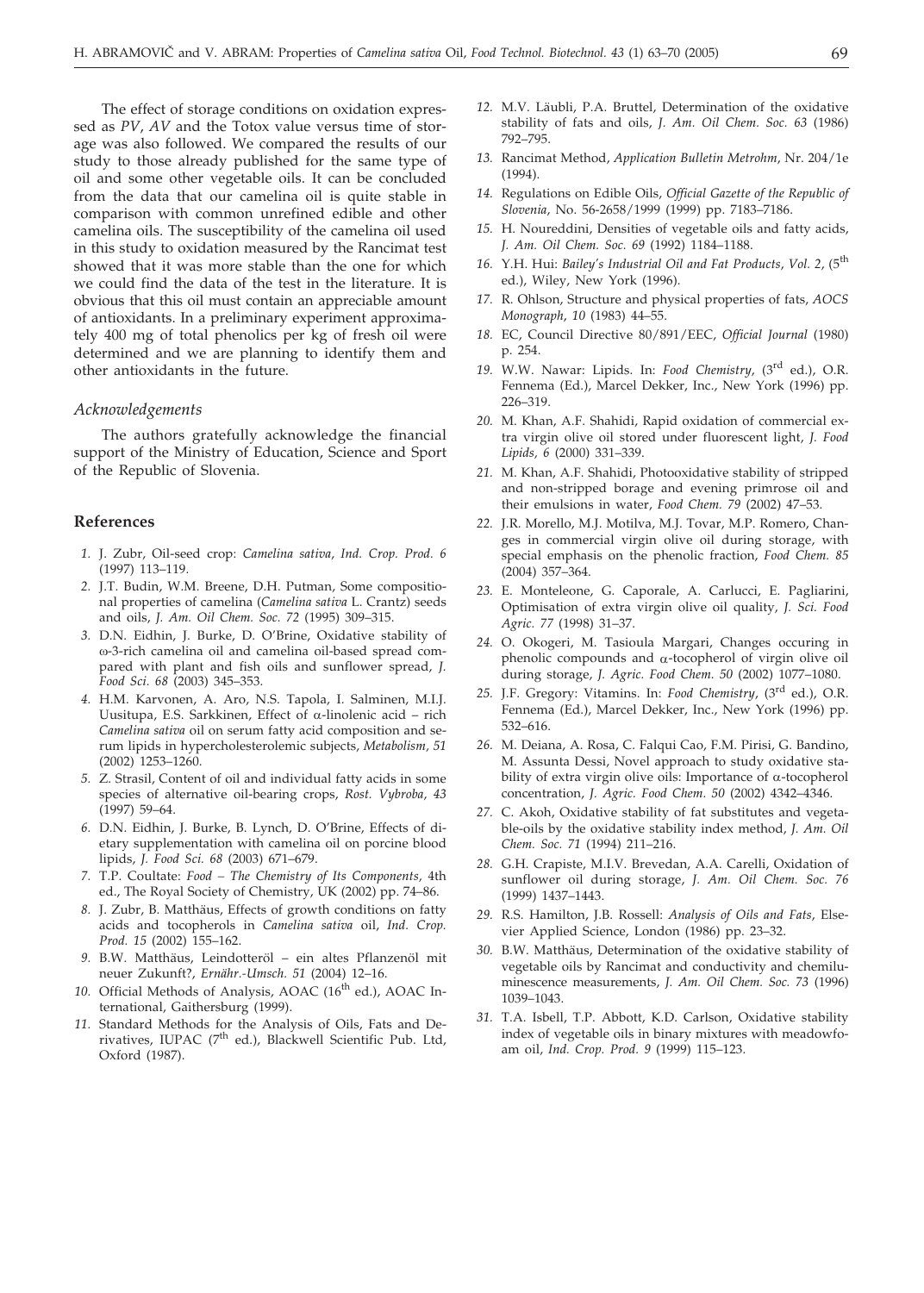The effect of storage conditions on oxidation expressed as *PV*, *AV* and the Totox value versus time of storage was also followed. We compared the results of our study to those already published for the same type of oil and some other vegetable oils. It can be concluded from the data that our camelina oil is quite stable in comparison with common unrefined edible and other camelina oils. The susceptibility of the camelina oil used in this study to oxidation measured by the Rancimat test showed that it was more stable than the one for which we could find the data of the test in the literature. It is obvious that this oil must contain an appreciable amount of antioxidants. In a preliminary experiment approximately 400 mg of total phenolics per kg of fresh oil were determined and we are planning to identify them and other antioxidants in the future.

### *Acknowledgements*

The authors gratefully acknowledge the financial support of the Ministry of Education, Science and Sport of the Republic of Slovenia.

## References

1. J. Zubr, Oil-seed crop: *Camelina sativa*, *Ind. Crop. Prod. 6* (1997) 113–119.
2. J.T. Budin, W.M. Breene, D.H. Putman, Some compositional properties of camelina (*Camelina sativa* L. Crantz) seeds and oils, *J. Am. Oil Chem. Soc. 72* (1995) 309–315.
3. D.N. Eidhin, J. Burke, D. O'Brine, Oxidative stability of ω-3-rich camelina oil and camelina oil-based spread compared with plant and fish oils and sunflower spread, *J. Food Sci. 68* (2003) 345–353.
4. H.M. Karvonen, A. Aro, N.S. Tapola, I. Salminen, M.I.J. Uusitupa, E.S. Sarkkinen, Effect of α-linolenic acid – rich *Camelina sativa* oil on serum fatty acid composition and serum lipids in hypercholesterolemic subjects, *Metabolism, 51* (2002) 1253–1260.
5. Z. Strasil, Content of oil and individual fatty acids in some species of alternative oil-bearing crops, *Rost. Vybroba, 43* (1997) 59–64.
6. D.N. Eidhin, J. Burke, B. Lynch, D. O'Brine, Effects of dietary supplementation with camelina oil on porcine blood lipids, *J. Food Sci. 68* (2003) 671–679.
7. T.P. Coultate: *Food – The Chemistry of Its Components*, 4th ed., The Royal Society of Chemistry, UK (2002) pp. 74–86.
8. J. Zubr, B. Matthäus, Effects of growth conditions on fatty acids and tocopherols in *Camelina sativa* oil, *Ind. Crop. Prod. 15* (2002) 155–162.
9. B.W. Matthäus, Leindotteröl – ein altes Pflanzenöl mit neuer Zukunft?, *Ernähr.-Umsch. 51* (2004) 12–16.
10. Official Methods of Analysis, AOAC (16th ed.), AOAC International, Gaithersburg (1999).
11. Standard Methods for the Analysis of Oils, Fats and Derivatives, IUPAC (7th ed.), Blackwell Scientific Pub. Ltd, Oxford (1987).
12. M.V. Läubli, P.A. Bruttel, Determination of the oxidative stability of fats and oils, *J. Am. Oil Chem. Soc. 63* (1986) 792–795.
13. Rancimat Method, *Application Bulletin Metrohm*, Nr. 204/1e (1994).
14. Regulations on Edible Oils, *Official Gazette of the Republic of Slovenia*, No. 56-2658/1999 (1999) pp. 7183–7186.
15. H. Noureddini, Densities of vegetable oils and fatty acids, *J. Am. Oil Chem. Soc. 69* (1992) 1184–1188.
16. Y.H. Hui: *Bailey's Industrial Oil and Fat Products, Vol. 2*, (5th ed.), Wiley, New York (1996).
17. R. Ohlson, Structure and physical properties of fats, *AOCS Monograph, 10* (1983) 44–55.
18. EC, Council Directive 80/891/EEC, *Official Journal* (1980) p. 254.
19. W.W. Nawar: Lipids. In: *Food Chemistry*, (3rd ed.), O.R. Fennema (Ed.), Marcel Dekker, Inc., New York (1996) pp. 226–319.
20. M. Khan, A.F. Shahidi, Rapid oxidation of commercial extra virgin olive oil stored under fluorescent light, *J. Food Lipids, 6* (2000) 331–339.
21. M. Khan, A.F. Shahidi, Photooxidative stability of stripped and non-stripped borage and evening primrose oil and their emulsions in water, *Food Chem. 79* (2002) 47–53.
22. J.R. Morello, M.J. Motilva, M.J. Tovar, M.P. Romero, Changes in commercial virgin olive oil during storage, with special emphasis on the phenolic fraction, *Food Chem. 85* (2004) 357–364.
23. E. Monteleone, G. Caporale, A. Carlucci, E. Pagliarini, Optimisation of extra virgin olive oil quality, *J. Sci. Food Agric. 77* (1998) 31–37.
24. O. Okogeri, M. Tasioula Margari, Changes occuring in phenolic compounds and α-tocopherol of virgin olive oil during storage, *J. Agric. Food Chem. 50* (2002) 1077–1080.
25. J.F. Gregory: Vitamins. In: *Food Chemistry*, (3rd ed.), O.R. Fennema (Ed.), Marcel Dekker, Inc., New York (1996) pp. 532–616.
26. M. Deiana, A. Rosa, C. Falqui Cao, F.M. Pirisi, G. Bandino, M. Assunta Dessi, Novel approach to study oxidative stability of extra virgin olive oils: Importance of α-tocopherol concentration, *J. Agric. Food Chem. 50* (2002) 4342–4346.
27. C. Akoh, Oxidative stability of fat substitutes and vegetable-oils by the oxidative stability index method, *J. Am. Oil Chem. Soc. 71* (1994) 211–216.
28. G.H. Crapiste, M.I.V. Brevedan, A.A. Carelli, Oxidation of sunflower oil during storage, *J. Am. Oil Chem. Soc. 76* (1999) 1437–1443.
29. R.S. Hamilton, J.B. Rossell: *Analysis of Oils and Fats*, Elsevier Applied Science, London (1986) pp. 23–32.
30. B.W. Matthäus, Determination of the oxidative stability of vegetable oils by Rancimat and conductivity and chemiluminescence measurements, *J. Am. Oil Chem. Soc. 73* (1996) 1039–1043.
31. T.A. Isbell, T.P. Abbott, K.D. Carlson, Oxidative stability index of vegetable oils in binary mixtures with meadowfoam oil, *Ind. Crop. Prod. 9* (1999) 115–123.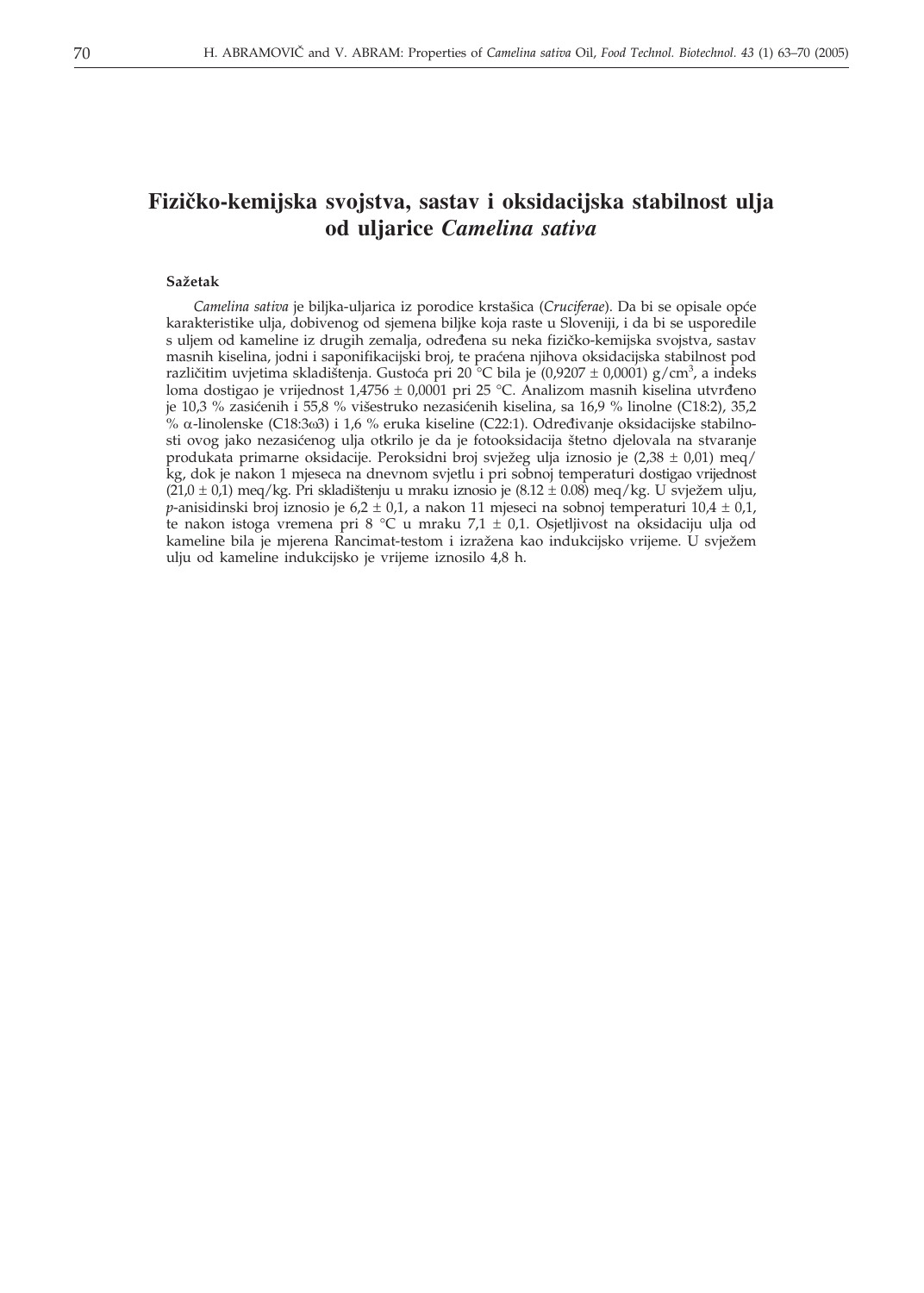# Fizičko-kemijska svojstva, sastav i oksidacijska stabilnost ulja od uljarice *Camelina sativa*

### Sažetak

*Camelina sativa* je biljka-uljarica iz porodice krstašica (*Cruciferae*). Da bi se opisale opće karakteristike ulja, dobivenog od sjemena biljke koja raste u Sloveniji, i da bi se usporedile s uljem od kameline iz drugih zemalja, određena su neka fizičko-kemijska svojstva, sastav masnih kiselina, jodni i saponifikacijski broj, te praćena njihova oksidacijska stabilnost pod različitim uvjetima skladištenja. Gustoća pri 20 °C bila je (0,9207 ± 0,0001) g/cm$^3$, a indeks loma dostigao je vrijednost 1,4756 ± 0,0001 pri 25 °C. Analizom masnih kiselina utvrđeno je 10,3 % zasićenih i 55,8 % višestruko nezasićenih kiselina, sa 16,9 % linolne (C18:2), 35,2 % α-linolenske (C18:3ω3) i 1,6 % eruka kiseline (C22:1). Određivanje oksidacijske stabilnosti ovog jako nezasićenog ulja otkrilo je da je fotooksidacija štetno djelovala na stvaranje produkata primarne oksidacije. Peroksidni broj svježeg ulja iznosio je (2,38 ± 0,01) meq/kg, dok je nakon 1 mjeseca na dnevnom svjetlu i pri sobnoj temperaturi dostigao vrijednost (21,0 ± 0,1) meq/kg. Pri skladištenju u mraku iznosio je (8.12 ± 0.08) meq/kg. U svježem ulju, *p*-anisidinski broj iznosio je 6,2 ± 0,1, a nakon 11 mjeseci na sobnoj temperaturi 10,4 ± 0,1, te nakon istoga vremena pri 8 °C u mraku 7,1 ± 0,1. Osjetljivost na oksidaciju ulja od kameline bila je mjerena Rancimat-testom i izražena kao indukcijsko vrijeme. U svježem ulju od kameline indukcijsko je vrijeme iznosilo 4,8 h.